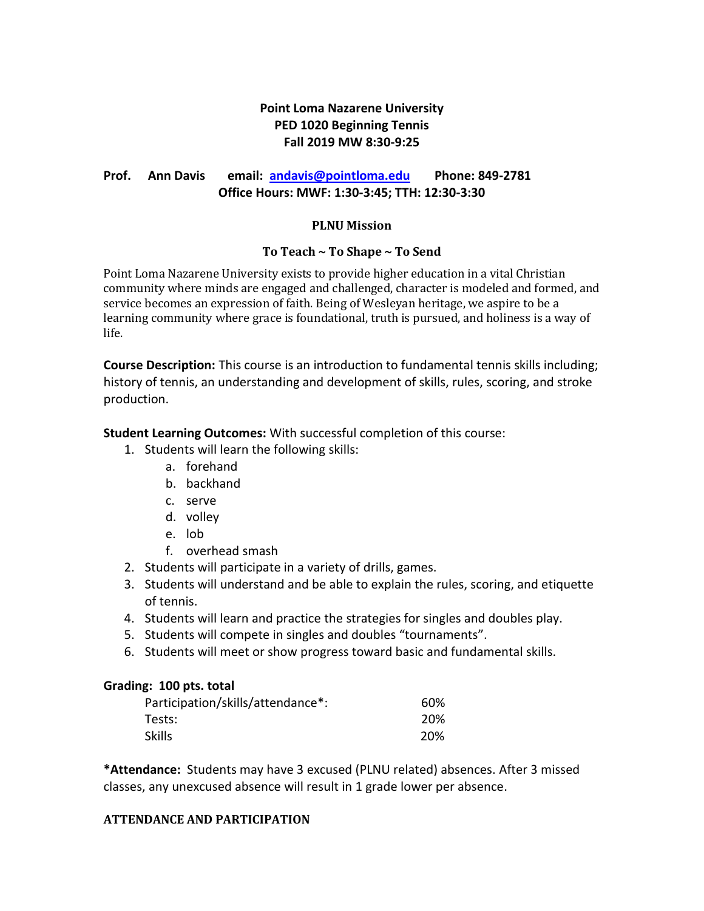**Point Loma Nazarene University**
**PED 1020 Beginning Tennis**
**Fall 2019 MW 8:30-9:25**

**Prof. Ann Davis email: andavis@pointloma.edu Phone: 849-2781**
**Office Hours: MWF: 1:30-3:45; TTH: 12:30-3:30**

## PLNU Mission

### To Teach ~ To Shape ~ To Send

Point Loma Nazarene University exists to provide higher education in a vital Christian community where minds are engaged and challenged, character is modeled and formed, and service becomes an expression of faith. Being of Wesleyan heritage, we aspire to be a learning community where grace is foundational, truth is pursued, and holiness is a way of life.

**Course Description:** This course is an introduction to fundamental tennis skills including; history of tennis, an understanding and development of skills, rules, scoring, and stroke production.

**Student Learning Outcomes:** With successful completion of this course:

1. Students will learn the following skills:
    a. forehand
    b. backhand
    c. serve
    d. volley
    e. lob
    f. overhead smash
2. Students will participate in a variety of drills, games.
3. Students will understand and be able to explain the rules, scoring, and etiquette of tennis.
4. Students will learn and practice the strategies for singles and doubles play.
5. Students will compete in singles and doubles "tournaments".
6. Students will meet or show progress toward basic and fundamental skills.

**Grading: 100 pts. total**

| | |
|---|---|
| Participation/skills/attendance*: | 60% |
| Tests: | 20% |
| Skills | 20% |

***Attendance:** Students may have 3 excused (PLNU related) absences. After 3 missed classes, any unexcused absence will result in 1 grade lower per absence.

## ATTENDANCE AND PARTICIPATION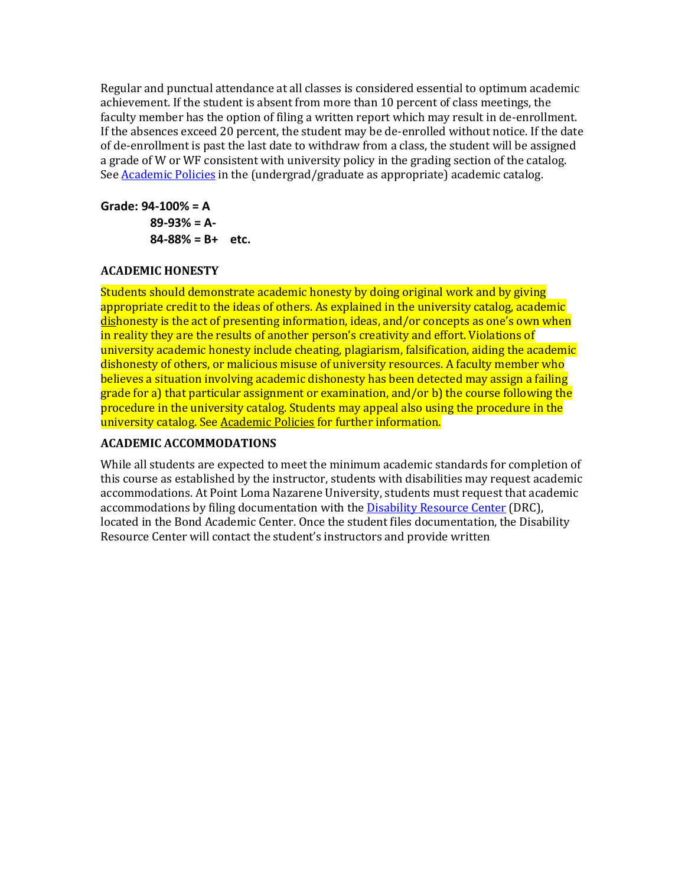Regular and punctual attendance at all classes is considered essential to optimum academic achievement. If the student is absent from more than 10 percent of class meetings, the faculty member has the option of filing a written report which may result in de-enrollment. If the absences exceed 20 percent, the student may be de-enrolled without notice. If the date of de-enrollment is past the last date to withdraw from a class, the student will be assigned a grade of W or WF consistent with university policy in the grading section of the catalog. See Academic Policies in the (undergrad/graduate as appropriate) academic catalog.

**Grade: 94-100% = A**
**89-93% = A-**
**84-88% = B+ etc.**

### ACADEMIC HONESTY

Students should demonstrate academic honesty by doing original work and by giving appropriate credit to the ideas of others. As explained in the university catalog, academic dishonesty is the act of presenting information, ideas, and/or concepts as one's own when in reality they are the results of another person's creativity and effort. Violations of university academic honesty include cheating, plagiarism, falsification, aiding the academic dishonesty of others, or malicious misuse of university resources. A faculty member who believes a situation involving academic dishonesty has been detected may assign a failing grade for a) that particular assignment or examination, and/or b) the course following the procedure in the university catalog. Students may appeal also using the procedure in the university catalog. See Academic Policies for further information.

### ACADEMIC ACCOMMODATIONS

While all students are expected to meet the minimum academic standards for completion of this course as established by the instructor, students with disabilities may request academic accommodations. At Point Loma Nazarene University, students must request that academic accommodations by filing documentation with the Disability Resource Center (DRC), located in the Bond Academic Center. Once the student files documentation, the Disability Resource Center will contact the student's instructors and provide written